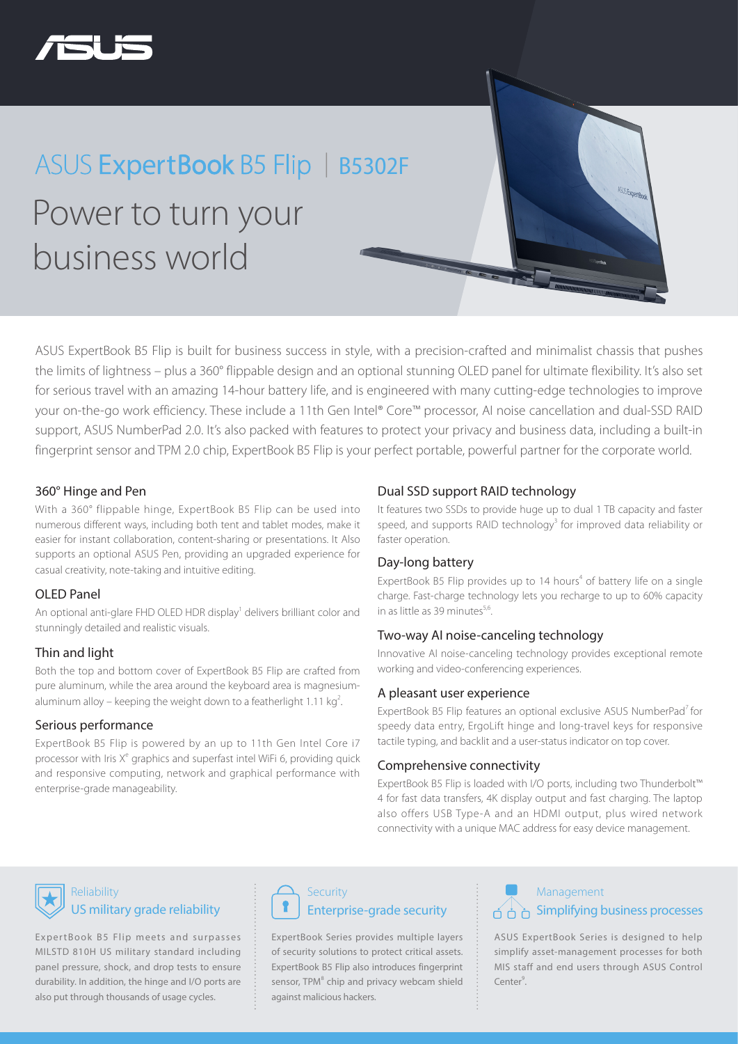# ASUS ExpertBook B5 Flip | B5302F

## Power to turn your business world

ASUS ExpertBook B5 Flip is built for business success in style, with a precision-crafted and minimalist chassis that pushes the limits of lightness – plus a 360° flippable design and an optional stunning OLED panel for ultimate flexibility. It's also set for serious travel with an amazing 14-hour battery life, and is engineered with many cutting-edge technologies to improve your on-the-go work efficiency. These include a 11th Gen Intel® Core™ processor, AI noise cancellation and dual-SSD RAID support, ASUS NumberPad 2.0. It's also packed with features to protect your privacy and business data, including a built-in fingerprint sensor and TPM 2.0 chip, ExpertBook B5 Flip is your perfect portable, powerful partner for the corporate world.

### 360° Hinge and Pen

With a 360° flippable hinge, ExpertBook B5 Flip can be used into numerous different ways, including both tent and tablet modes, make it easier for instant collaboration, content-sharing or presentations. It Also supports an optional ASUS Pen, providing an upgraded experience for casual creativity, note-taking and intuitive editing.

### OLED Panel

An optional anti-glare FHD OLED HDR display[1] delivers brilliant color and stunningly detailed and realistic visuals.

### Thin and light

Both the top and bottom cover of ExpertBook B5 Flip are crafted from pure aluminum, while the area around the keyboard area is magnesium-aluminum alloy – keeping the weight down to a featherlight 1.11 kg[2].

### Serious performance

ExpertBook B5 Flip is powered by an up to 11th Gen Intel Core i7 processor with Iris X® graphics and superfast intel WiFi 6, providing quick and responsive computing, network and graphical performance with enterprise-grade manageability.

### Dual SSD support RAID technology

It features two SSDs to provide huge up to dual 1 TB capacity and faster speed, and supports RAID technology[3] for improved data reliability or faster operation.

### Day-long battery

ExpertBook B5 Flip provides up to 14 hours[4] of battery life on a single charge. Fast-charge technology lets you recharge to up to 60% capacity in as little as 39 minutes[5,6].

### Two-way AI noise-canceling technology

Innovative AI noise-canceling technology provides exceptional remote working and video-conferencing experiences.

### A pleasant user experience

ExpertBook B5 Flip features an optional exclusive ASUS NumberPad[7] for speedy data entry, ErgoLift hinge and long-travel keys for responsive tactile typing, and backlit and a user-status indicator on top cover.

### Comprehensive connectivity

ExpertBook B5 Flip is loaded with I/O ports, including two Thunderbolt™ 4 for fast data transfers, 4K display output and fast charging. The laptop also offers USB Type-A and an HDMI output, plus wired network connectivity with a unique MAC address for easy device management.

### Reliability
#### US military grade reliability

ExpertBook B5 Flip meets and surpasses MILSTD 810H US military standard including panel pressure, shock, and drop tests to ensure durability. In addition, the hinge and I/O ports are also put through thousands of usage cycles.

### Security
#### Enterprise-grade security

ExpertBook Series provides multiple layers of security solutions to protect critical assets. ExpertBook B5 Flip also introduces fingerprint sensor, TPM[8] chip and privacy webcam shield against malicious hackers.

### Management
#### Simplifying business processes

ASUS ExpertBook Series is designed to help simplify asset-management processes for both MIS staff and end users through ASUS Control Center[9].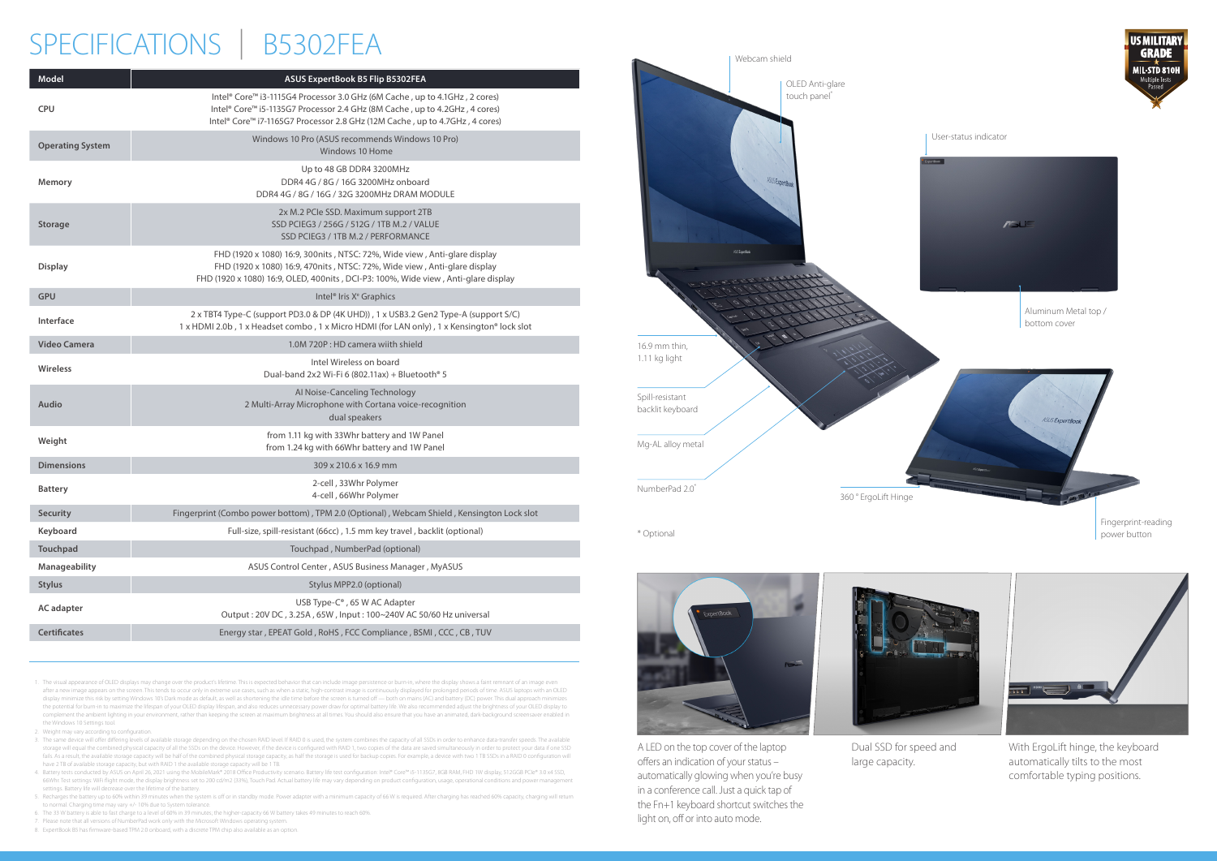# SPECIFICATIONS | B5302FEA

| Model | ASUS ExpertBook B5 Flip B5302FEA |
|---|---|
| CPU | Intel® Core™ i3-1115G4 Processor 3.0 GHz (6M Cache , up to 4.1GHz , 2 cores)<br>Intel® Core™ i5-1135G7 Processor 2.4 GHz (8M Cache , up to 4.2GHz , 4 cores)<br>Intel® Core™ i7-1165G7 Processor 2.8 GHz (12M Cache , up to 4.7GHz , 4 cores) |
| Operating System | Windows 10 Pro (ASUS recommends Windows 10 Pro)<br>Windows 10 Home |
| Memory | Up to 48 GB DDR4 3200MHz<br>DDR4 4G / 8G / 16G 3200MHz onboard<br>DDR4 4G / 8G / 16G / 32G 3200MHz DRAM MODULE |
| Storage | 2x M.2 PCIe SSD. Maximum support 2TB<br>SSD PCIEG3 / 256G / 512G / 1TB M.2 / VALUE<br>SSD PCIEG3 / 1TB M.2 / PERFORMANCE |
| Display | FHD (1920 x 1080) 16:9, 300nits , NTSC: 72%, Wide view , Anti-glare display<br>FHD (1920 x 1080) 16:9, 470nits , NTSC: 72%, Wide view , Anti-glare display<br>FHD (1920 x 1080) 16:9, OLED, 400nits , DCI-P3: 100%, Wide view , Anti-glare display |
| GPU | Intel® Iris Xᵉ Graphics |
| Interface | 2 x TBT4 Type-C (support PD3.0 & DP (4K UHD)) , 1 x USB3.2 Gen2 Type-A (support S/C)<br>1 x HDMI 2.0b , 1 x Headset combo , 1 x Micro HDMI (for LAN only) , 1 x Kensington® lock slot |
| Video Camera | 1.0M 720P : HD camera with shield |
| Wireless | Intel Wireless on board<br>Dual-band 2x2 Wi-Fi 6 (802.11ax) + Bluetooth® 5 |
| Audio | AI Noise-Canceling Technology<br>2 Multi-Array Microphone with Cortana voice-recognition<br>dual speakers |
| Weight | from 1.11 kg with 33Whr battery and 1W Panel<br>from 1.24 kg with 66Whr battery and 1W Panel |
| Dimensions | 309 x 210.6 x 16.9 mm |
| Battery | 2-cell , 33Whr Polymer<br>4-cell , 66Whr Polymer |
| Security | Fingerprint (Combo power bottom) , TPM 2.0 (Optional) , Webcam Shield , Kensington Lock slot |
| Keyboard | Full-size, spill-resistant (66cc) , 1.5 mm key travel , backlit (optional) |
| Touchpad | Touchpad , NumberPad (optional) |
| Manageability | ASUS Control Center , ASUS Business Manager , MyASUS |
| Stylus | Stylus MPP2.0 (optional) |
| AC adapter | USB Type-C® , 65 W AC Adapter<br>Output : 20V DC , 3.25A , 65W , Input : 100~240V AC 50/60 Hz universal |
| Certificates | Energy star , EPEAT Gold , RoHS , FCC Compliance , BSMI , CCC , CB , TUV |

Webcam shield

OLED Anti-glare touch panel*

User-status indicator

Aluminum Metal top / bottom cover

16.9 mm thin, 1.11 kg light

Spill-resistant backlit keyboard

Mg-AL alloy metal

NumberPad 2.0*

360 ° ErgoLift Hinge

Fingerprint-reading power button

\* Optional

US MILITARY GRADE MIL-STD 810H Multiple Tests Passed

A LED on the top cover of the laptop offers an indication of your status – automatically glowing when you're busy in a conference call. Just a quick tap of the Fn+1 keyboard shortcut switches the light on, off or into auto mode.

Dual SSD for speed and large capacity.

With ErgoLift hinge, the keyboard automatically tilts to the most comfortable typing positions.

1. The visual appearance of OLED displays may change over the product's lifetime. This is expected behavior that can include image persistence or burn-in, where the display shows a faint remnant of an image even after a new image appears on the screen. This tends to occur only in extreme use cases, such as when a static, high-contrast image is continuously displayed for prolonged periods of time. ASUS laptops with an OLED display minimize this risk by setting Windows 10's Dark mode as default, as well as shortening the idle time before the screen is turned off — both on mains (AC) and battery (DC) power. This dual approach minimizes the potential for burn-in to maximize the lifespan of your OLED display lifespan, and also reduces unnecessary power draw for optimal battery life. We also recommended adjust the brightness of your OLED display to complement the ambient lighting in your environment, rather than keeping the screen at maximum brightness at all times. You should also ensure that you have an animated, dark-background screensaver enabled in the Windows 10 Settings tool.
2. Weight may vary according to configuration.
3. The same device will offer differing levels of available storage depending on the chosen RAID level. If RAID 0 is used, the system combines the capacity of all SSDs in order to enhance data-transfer speeds. The available storage will equal the combined physical capacity of all the SSDs on the device. However, if the device is configured with RAID 1, two copies of the data are saved simultaneously in order to protect your data if one SSD fails. As a result, the available storage capacity will be half of the combined physical storage capacity, as half the storage is used for backup copies. For example, a device with two 1 TB SSDs in a RAID 0 configuration will have 2 TB of available storage capacity, but with RAID 1 the available storage capacity will be 1 TB.
4. Battery tests conducted by ASUS on April 26, 2021 using the MobileMark® 2018 Office Productivity scenario. Battery life test configuration: Intel® Core™ i5-1135G7, 8GB RAM, FHD 1W display, 512GGB PCIe® SSD, 66Whr. Test settings: WiFi flight mode, the display brightness set to 200 cd/m2 (33%), Touch Pad. Actual battery life may vary depending on product configuration, usage, operational conditions and power management settings. Battery life will decrease over the lifetime of the battery.
5. Recharges the battery up to 60% within 39 minutes when the system is off or in standby mode. Power adapter with a minimum capacity of 66 W is required. After charging has reached 60% capacity, charging will return to normal. Charging time may vary +/- 10% due to System tolerance.
6. The 33 W battery is able to fast charge to a level of 60% in 39 minutes, the higher-capacity 66 W battery takes 49 minutes to reach 60%.
7. Please note that all versions of NumberPad work only with the Microsoft Windows operating system.
8. ExpertBook B5 has firmware-based TPM 2.0 onboard, with a discrete TPM chip also available as an option.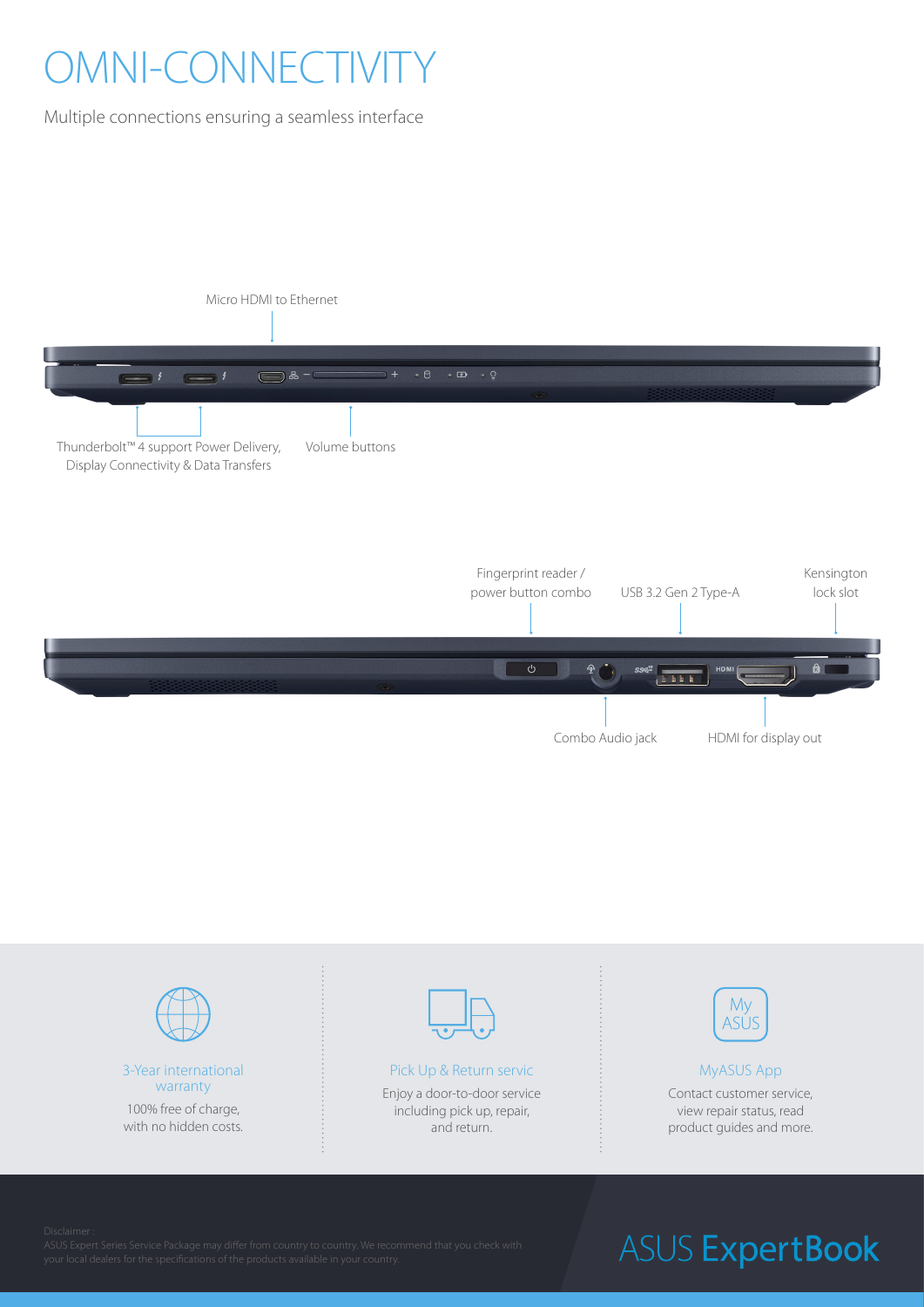# OMNI-CONNECTIVITY

Multiple connections ensuring a seamless interface

Micro HDMI to Ethernet

Thunderbolt™ 4 support Power Delivery, Display Connectivity & Data Transfers

Volume buttons

Fingerprint reader / power button combo

USB 3.2 Gen 2 Type-A

Kensington lock slot

Combo Audio jack

HDMI for display out

### 3-Year international warranty

100% free of charge, with no hidden costs.

### Pick Up & Return servic

Enjoy a door-to-door service including pick up, repair, and return.

### MyASUS App

Contact customer service, view repair status, read product guides and more.

Disclaimer :
ASUS Expert Series Service Package may differ from country to country. We recommend that you check with your local dealers for the specifications of the products available in your country.

ASUS ExpertBook